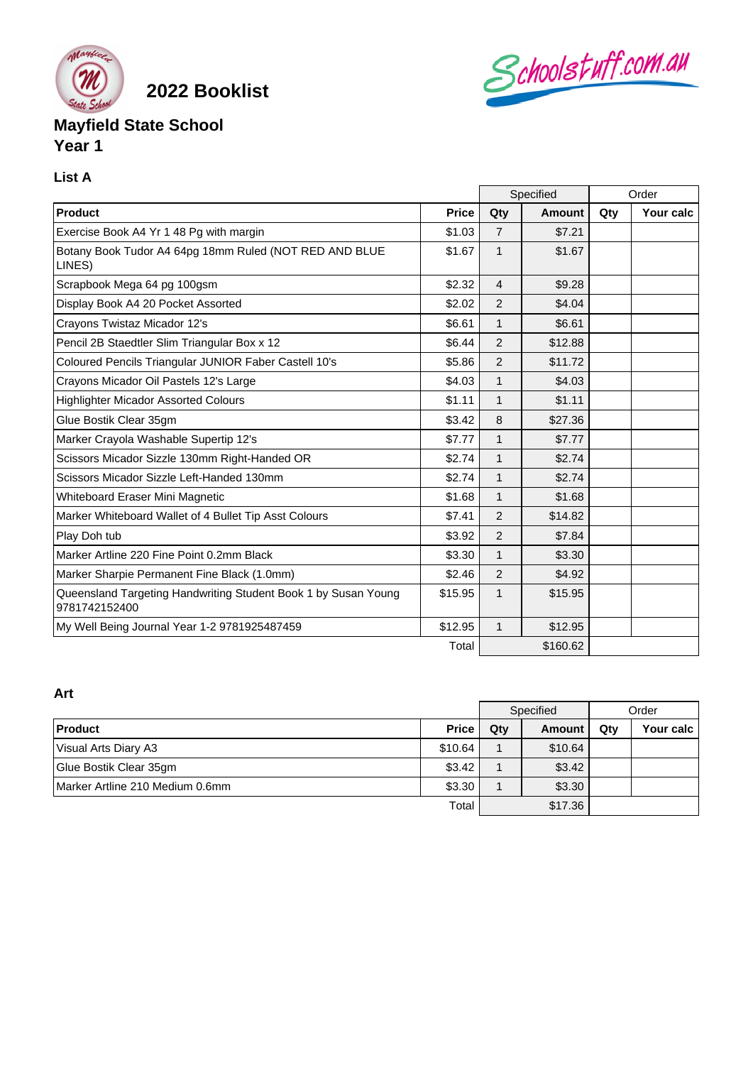# 2022 Booklist

## Mayfield State School
## Year 1

### List A

| | | Specified | | Order | |
|---|---|---|---|---|---|
| **Product** | **Price** | **Qty** | **Amount** | **Qty** | **Your calc** |
| Exercise Book A4 Yr 1 48 Pg with margin | $1.03 | 7 | $7.21 | | |
| Botany Book Tudor A4 64pg 18mm Ruled (NOT RED AND BLUE LINES) | $1.67 | 1 | $1.67 | | |
| Scrapbook Mega 64 pg 100gsm | $2.32 | 4 | $9.28 | | |
| Display Book A4 20 Pocket Assorted | $2.02 | 2 | $4.04 | | |
| Crayons Twistaz Micador 12's | $6.61 | 1 | $6.61 | | |
| Pencil 2B Staedtler Slim Triangular Box x 12 | $6.44 | 2 | $12.88 | | |
| Coloured Pencils Triangular JUNIOR Faber Castell 10's | $5.86 | 2 | $11.72 | | |
| Crayons Micador Oil Pastels 12's Large | $4.03 | 1 | $4.03 | | |
| Highlighter Micador Assorted Colours | $1.11 | 1 | $1.11 | | |
| Glue Bostik Clear 35gm | $3.42 | 8 | $27.36 | | |
| Marker Crayola Washable Supertip 12's | $7.77 | 1 | $7.77 | | |
| Scissors Micador Sizzle 130mm Right-Handed OR | $2.74 | 1 | $2.74 | | |
| Scissors Micador Sizzle Left-Handed 130mm | $2.74 | 1 | $2.74 | | |
| Whiteboard Eraser Mini Magnetic | $1.68 | 1 | $1.68 | | |
| Marker Whiteboard Wallet of 4 Bullet Tip Asst Colours | $7.41 | 2 | $14.82 | | |
| Play Doh tub | $3.92 | 2 | $7.84 | | |
| Marker Artline 220 Fine Point 0.2mm Black | $3.30 | 1 | $3.30 | | |
| Marker Sharpie Permanent Fine Black (1.0mm) | $2.46 | 2 | $4.92 | | |
| Queensland Targeting Handwriting Student Book 1 by Susan Young 9781742152400 | $15.95 | 1 | $15.95 | | |
| My Well Being Journal Year 1-2 9781925487459 | $12.95 | 1 | $12.95 | | |
| | Total | | $160.62 | | |

### Art

| | | Specified | | Order | |
|---|---|---|---|---|---|
| **Product** | **Price** | **Qty** | **Amount** | **Qty** | **Your calc** |
| Visual Arts Diary A3 | $10.64 | 1 | $10.64 | | |
| Glue Bostik Clear 35gm | $3.42 | 1 | $3.42 | | |
| Marker Artline 210 Medium 0.6mm | $3.30 | 1 | $3.30 | | |
| | Total | | $17.36 | | |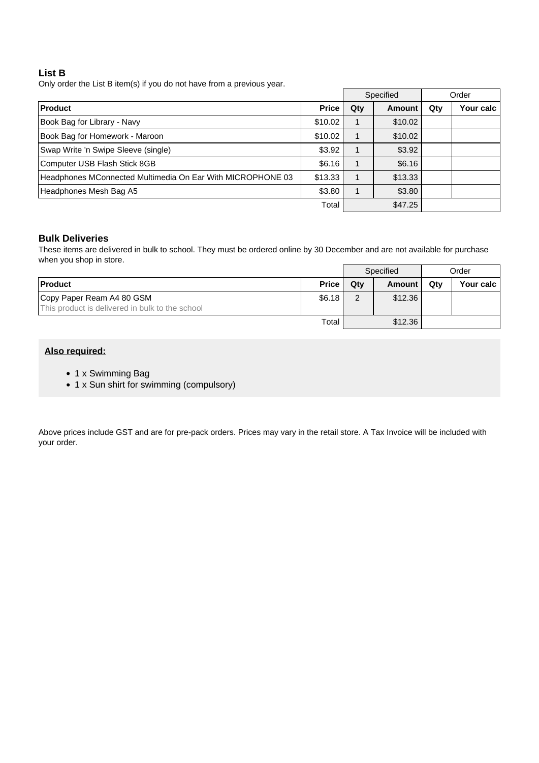### List B

Only order the List B item(s) if you do not have from a previous year.

| | | Specified | | Order | |
|---|---|---|---|---|---|
| **Product** | **Price** | **Qty** | **Amount** | **Qty** | **Your calc** |
| Book Bag for Library - Navy | $10.02 | 1 | $10.02 | | |
| Book Bag for Homework - Maroon | $10.02 | 1 | $10.02 | | |
| Swap Write 'n Swipe Sleeve (single) | $3.92 | 1 | $3.92 | | |
| Computer USB Flash Stick 8GB | $6.16 | 1 | $6.16 | | |
| Headphones MConnected Multimedia On Ear With MICROPHONE 03 | $13.33 | 1 | $13.33 | | |
| Headphones Mesh Bag A5 | $3.80 | 1 | $3.80 | | |
| | Total | | $47.25 | | |

### Bulk Deliveries

These items are delivered in bulk to school. They must be ordered online by 30 December and are not available for purchase when you shop in store.

| | | Specified | | Order | |
|---|---|---|---|---|---|
| **Product** | **Price** | **Qty** | **Amount** | **Qty** | **Your calc** |
| Copy Paper Ream A4 80 GSM<br>This product is delivered in bulk to the school | $6.18 | 2 | $12.36 | | |
| | Total | | $12.36 | | |

**Also required:**

- 1 x Swimming Bag
- 1 x Sun shirt for swimming (compulsory)

Above prices include GST and are for pre-pack orders. Prices may vary in the retail store. A Tax Invoice will be included with your order.